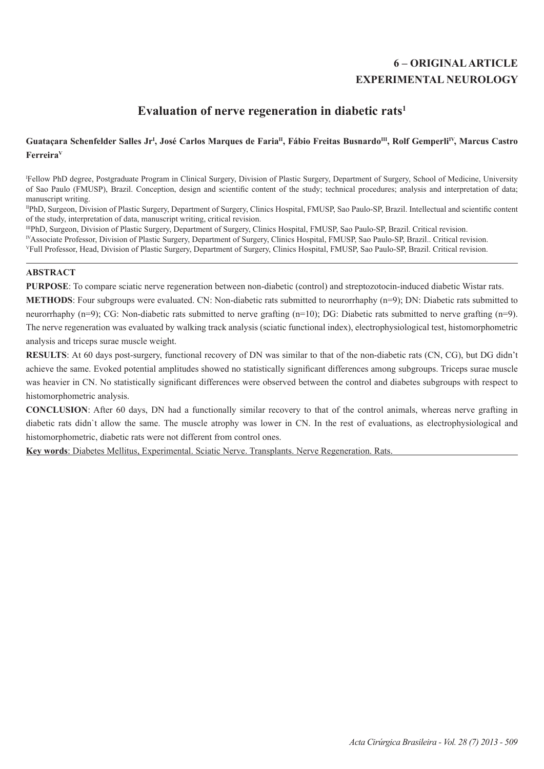**6 – ORIGINAL ARTICLE**
**EXPERIMENTAL NEUROLOGY**

# Evaluation of nerve regeneration in diabetic rats[1]

**Guataçara Schenfelder Salles Jr[I], José Carlos Marques de Faria[II], Fábio Freitas Busnardo[III], Rolf Gemperli[IV], Marcus Castro Ferreira[V]**

[I]Fellow PhD degree, Postgraduate Program in Clinical Surgery, Division of Plastic Surgery, Department of Surgery, School of Medicine, University of Sao Paulo (FMUSP), Brazil. Conception, design and scientific content of the study; technical procedures; analysis and interpretation of data; manuscript writing.

[II]PhD, Surgeon, Division of Plastic Surgery, Department of Surgery, Clinics Hospital, FMUSP, Sao Paulo-SP, Brazil. Intellectual and scientific content of the study, interpretation of data, manuscript writing, critical revision.

[III]PhD, Surgeon, Division of Plastic Surgery, Department of Surgery, Clinics Hospital, FMUSP, Sao Paulo-SP, Brazil. Critical revision.

[IV]Associate Professor, Division of Plastic Surgery, Department of Surgery, Clinics Hospital, FMUSP, Sao Paulo-SP, Brazil.. Critical revision.

[V]Full Professor, Head, Division of Plastic Surgery, Department of Surgery, Clinics Hospital, FMUSP, Sao Paulo-SP, Brazil. Critical revision.

## ABSTRACT

**PURPOSE**: To compare sciatic nerve regeneration between non-diabetic (control) and streptozotocin-induced diabetic Wistar rats.

**METHODS**: Four subgroups were evaluated. CN: Non-diabetic rats submitted to neurorrhaphy (n=9); DN: Diabetic rats submitted to neurorrhaphy (n=9); CG: Non-diabetic rats submitted to nerve grafting (n=10); DG: Diabetic rats submitted to nerve grafting (n=9). The nerve regeneration was evaluated by walking track analysis (sciatic functional index), electrophysiological test, histomorphometric analysis and triceps surae muscle weight.

**RESULTS**: At 60 days post-surgery, functional recovery of DN was similar to that of the non-diabetic rats (CN, CG), but DG didn't achieve the same. Evoked potential amplitudes showed no statistically significant differences among subgroups. Triceps surae muscle was heavier in CN. No statistically significant differences were observed between the control and diabetes subgroups with respect to histomorphometric analysis.

**CONCLUSION**: After 60 days, DN had a functionally similar recovery to that of the control animals, whereas nerve grafting in diabetic rats didn`t allow the same. The muscle atrophy was lower in CN. In the rest of evaluations, as electrophysiological and histomorphometric, diabetic rats were not different from control ones.

**Key words**: Diabetes Mellitus, Experimental. Sciatic Nerve. Transplants. Nerve Regeneration. Rats.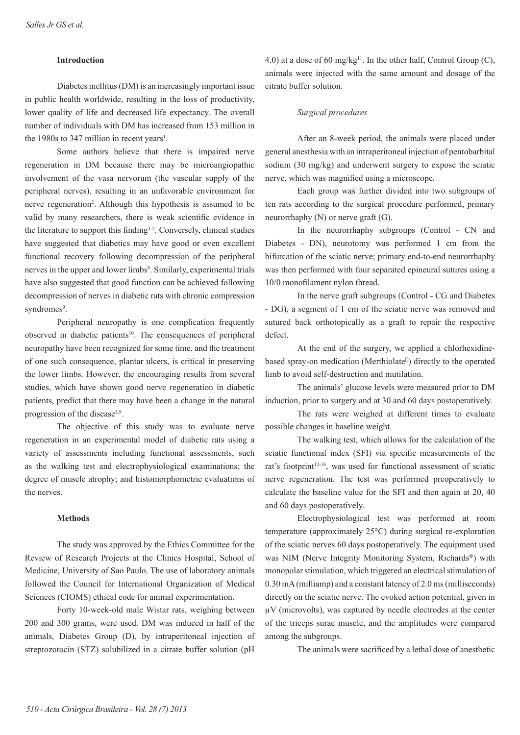## Introduction

Diabetes mellitus (DM) is an increasingly important issue in public health worldwide, resulting in the loss of productivity, lower quality of life and decreased life expectancy. The overall number of individuals with DM has increased from 153 million in the 1980s to 347 million in recent years[1].

Some authors believe that there is impaired nerve regeneration in DM because there may be microangiopathic involvement of the vasa nervorum (the vascular supply of the peripheral nerves), resulting in an unfavorable environment for nerve regeneration[2]. Although this hypothesis is assumed to be valid by many researchers, there is weak scientific evidence in the literature to support this finding[3-7]. Conversely, clinical studies have suggested that diabetics may have good or even excellent functional recovery following decompression of the peripheral nerves in the upper and lower limbs[8]. Similarly, experimental trials have also suggested that good function can be achieved following decompression of nerves in diabetic rats with chronic compression syndromes[9].

Peripheral neuropathy is one complication frequently observed in diabetic patients[10]. The consequences of peripheral neuropathy have been recognized for some time, and the treatment of one such consequence, plantar ulcers, is critical in preserving the lower limbs. However, the encouraging results from several studies, which have shown good nerve regeneration in diabetic patients, predict that there may have been a change in the natural progression of the disease[8,9].

The objective of this study was to evaluate nerve regeneration in an experimental model of diabetic rats using a variety of assessments including functional assessments, such as the walking test and electrophysiological examinations; the degree of muscle atrophy; and histomorphometric evaluations of the nerves.

## Methods

The study was approved by the Ethics Committee for the Review of Research Projects at the Clinics Hospital, School of Medicine, University of Sao Paulo. The use of laboratory animals followed the Council for International Organization of Medical Sciences (CIOMS) ethical code for animal experimentation.

Forty 10-week-old male Wistar rats, weighing between 200 and 300 grams, were used. DM was induced in half of the animals, Diabetes Group (D), by intraperitoneal injection of streptozotocin (STZ) solubilized in a citrate buffer solution (pH 4.0) at a dose of 60 mg/kg[11]. In the other half, Control Group (C), animals were injected with the same amount and dosage of the citrate buffer solution.

*Surgical procedures*

After an 8-week period, the animals were placed under general anesthesia with an intraperitoneal injection of pentobarbital sodium (30 mg/kg) and underwent surgery to expose the sciatic nerve, which was magnified using a microscope.

Each group was further divided into two subgroups of ten rats according to the surgical procedure performed, primary neurorrhaphy (N) or nerve graft (G).

In the neurorrhaphy subgroups (Control - CN and Diabetes - DN), neurotomy was performed 1 cm from the bifurcation of the sciatic nerve; primary end-to-end neurorrhaphy was then performed with four separated epineural sutures using a 10/0 monofilament nylon thread.

In the nerve graft subgroups (Control - CG and Diabetes - DG), a segment of 1 cm of the sciatic nerve was removed and sutured back orthotopically as a graft to repair the respective defect.

At the end of the surgery, we applied a chlorhexidine-based spray-on medication (Merthiolate®) directly to the operated limb to avoid self-destruction and mutilation.

The animals' glucose levels were measured prior to DM induction, prior to surgery and at 30 and 60 days postoperatively.

The rats were weighed at different times to evaluate possible changes in baseline weight.

The walking test, which allows for the calculation of the sciatic functional index (SFI) via specific measurements of the rat's footprint[12-16], was used for functional assessment of sciatic nerve regeneration. The test was performed preoperatively to calculate the baseline value for the SFI and then again at 20, 40 and 60 days postoperatively.

Electrophysiological test was performed at room temperature (approximately 25°C) during surgical re-exploration of the sciatic nerves 60 days postoperatively. The equipment used was NIM (Nerve Integrity Monitoring System, Richards®) with monopolar stimulation, which triggered an electrical stimulation of 0.30 mA (milliamp) and a constant latency of 2.0 ms (milliseconds) directly on the sciatic nerve. The evoked action potential, given in μV (microvolts), was captured by needle electrodes at the center of the triceps surae muscle, and the amplitudes were compared among the subgroups.

The animals were sacrificed by a lethal dose of anesthetic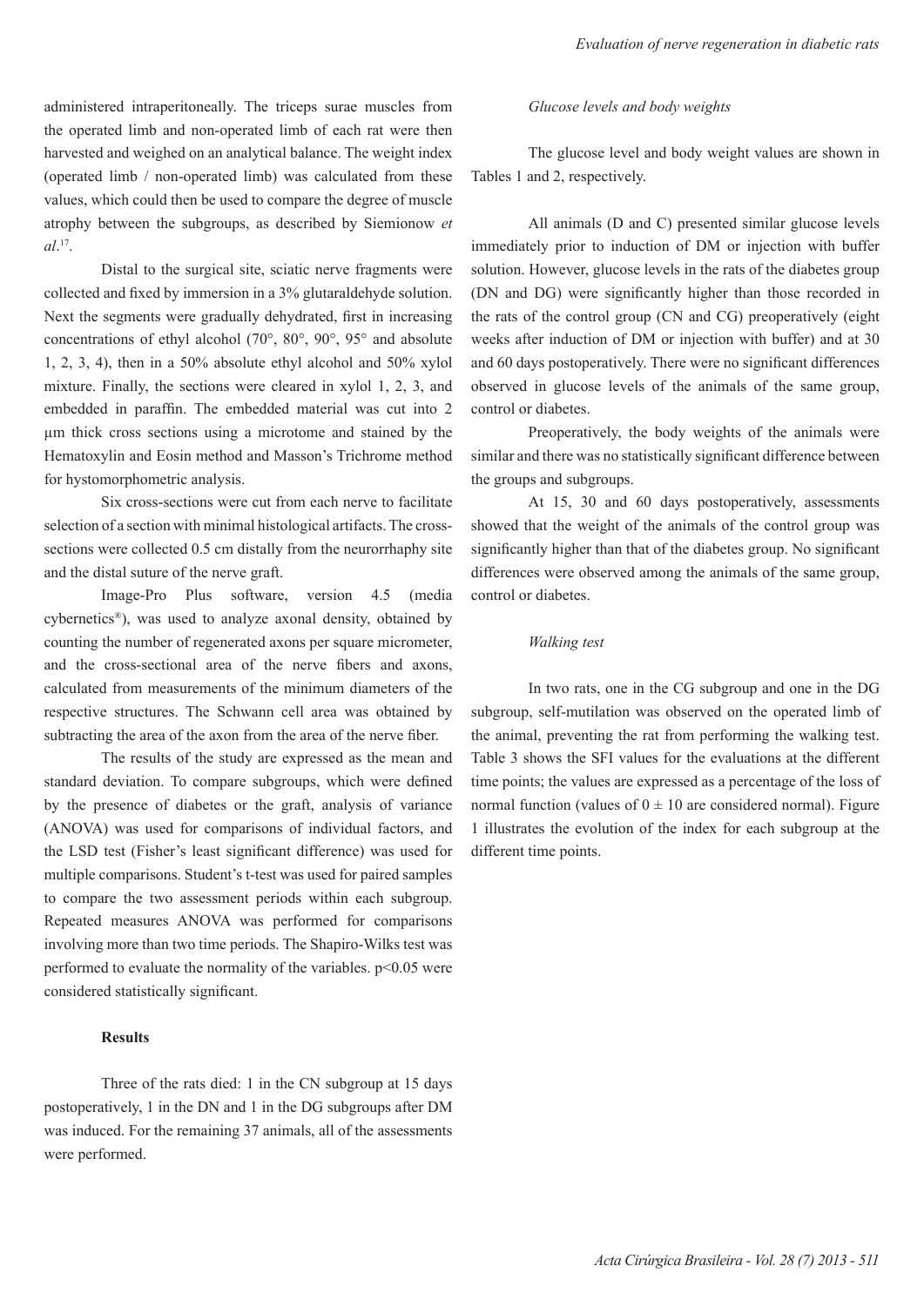administered intraperitoneally. The triceps surae muscles from the operated limb and non-operated limb of each rat were then harvested and weighed on an analytical balance. The weight index (operated limb / non-operated limb) was calculated from these values, which could then be used to compare the degree of muscle atrophy between the subgroups, as described by Siemionow *et al*.[17].

Distal to the surgical site, sciatic nerve fragments were collected and fixed by immersion in a 3% glutaraldehyde solution. Next the segments were gradually dehydrated, first in increasing concentrations of ethyl alcohol (70°, 80°, 90°, 95° and absolute 1, 2, 3, 4), then in a 50% absolute ethyl alcohol and 50% xylol mixture. Finally, the sections were cleared in xylol 1, 2, 3, and embedded in paraffin. The embedded material was cut into 2 µm thick cross sections using a microtome and stained by the Hematoxylin and Eosin method and Masson's Trichrome method for hystomorphometric analysis.

Six cross-sections were cut from each nerve to facilitate selection of a section with minimal histological artifacts. The cross-sections were collected 0.5 cm distally from the neurorrhaphy site and the distal suture of the nerve graft.

Image-Pro Plus software, version 4.5 (media cybernetics®), was used to analyze axonal density, obtained by counting the number of regenerated axons per square micrometer, and the cross-sectional area of the nerve fibers and axons, calculated from measurements of the minimum diameters of the respective structures. The Schwann cell area was obtained by subtracting the area of the axon from the area of the nerve fiber.

The results of the study are expressed as the mean and standard deviation. To compare subgroups, which were defined by the presence of diabetes or the graft, analysis of variance (ANOVA) was used for comparisons of individual factors, and the LSD test (Fisher's least significant difference) was used for multiple comparisons. Student's t-test was used for paired samples to compare the two assessment periods within each subgroup. Repeated measures ANOVA was performed for comparisons involving more than two time periods. The Shapiro-Wilks test was performed to evaluate the normality of the variables. $p<0.05$ were considered statistically significant.

## Results

Three of the rats died: 1 in the CN subgroup at 15 days postoperatively, 1 in the DN and 1 in the DG subgroups after DM was induced. For the remaining 37 animals, all of the assessments were performed.

### *Glucose levels and body weights*

The glucose level and body weight values are shown in Tables 1 and 2, respectively.

All animals (D and C) presented similar glucose levels immediately prior to induction of DM or injection with buffer solution. However, glucose levels in the rats of the diabetes group (DN and DG) were significantly higher than those recorded in the rats of the control group (CN and CG) preoperatively (eight weeks after induction of DM or injection with buffer) and at 30 and 60 days postoperatively. There were no significant differences observed in glucose levels of the animals of the same group, control or diabetes.

Preoperatively, the body weights of the animals were similar and there was no statistically significant difference between the groups and subgroups.

At 15, 30 and 60 days postoperatively, assessments showed that the weight of the animals of the control group was significantly higher than that of the diabetes group. No significant differences were observed among the animals of the same group, control or diabetes.

### *Walking test*

In two rats, one in the CG subgroup and one in the DG subgroup, self-mutilation was observed on the operated limb of the animal, preventing the rat from performing the walking test. Table 3 shows the SFI values for the evaluations at the different time points; the values are expressed as a percentage of the loss of normal function (values of $0 \pm 10$ are considered normal). Figure 1 illustrates the evolution of the index for each subgroup at the different time points.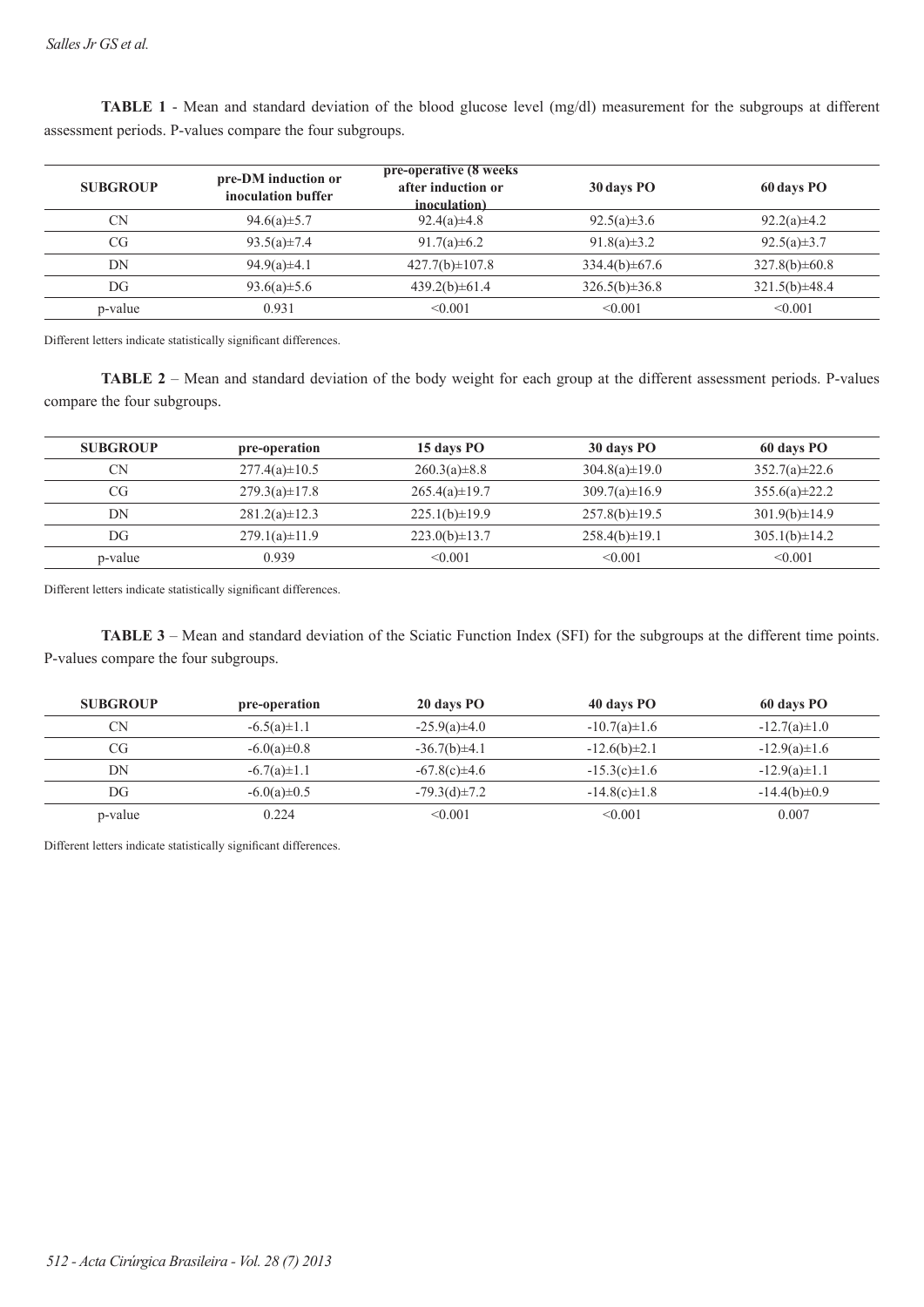**TABLE 1** - Mean and standard deviation of the blood glucose level (mg/dl) measurement for the subgroups at different assessment periods. P-values compare the four subgroups.

| SUBGROUP | pre-DM induction or inoculation buffer | pre-operative (8 weeks after induction or inoculation) | 30 days PO | 60 days PO |
|---|---|---|---|---|
| CN | 94.6(a)±5.7 | 92.4(a)±4.8 | 92.5(a)±3.6 | 92.2(a)±4.2 |
| CG | 93.5(a)±7.4 | 91.7(a)±6.2 | 91.8(a)±3.2 | 92.5(a)±3.7 |
| DN | 94.9(a)±4.1 | 427.7(b)±107.8 | 334.4(b)±67.6 | 327.8(b)±60.8 |
| DG | 93.6(a)±5.6 | 439.2(b)±61.4 | 326.5(b)±36.8 | 321.5(b)±48.4 |
| p-value | 0.931 | <0.001 | <0.001 | <0.001 |

Different letters indicate statistically significant differences.

**TABLE 2** – Mean and standard deviation of the body weight for each group at the different assessment periods. P-values compare the four subgroups.

| SUBGROUP | pre-operation | 15 days PO | 30 days PO | 60 days PO |
|---|---|---|---|---|
| CN | 277.4(a)±10.5 | 260.3(a)±8.8 | 304.8(a)±19.0 | 352.7(a)±22.6 |
| CG | 279.3(a)±17.8 | 265.4(a)±19.7 | 309.7(a)±16.9 | 355.6(a)±22.2 |
| DN | 281.2(a)±12.3 | 225.1(b)±19.9 | 257.8(b)±19.5 | 301.9(b)±14.9 |
| DG | 279.1(a)±11.9 | 223.0(b)±13.7 | 258.4(b)±19.1 | 305.1(b)±14.2 |
| p-value | 0.939 | <0.001 | <0.001 | <0.001 |

Different letters indicate statistically significant differences.

**TABLE 3** – Mean and standard deviation of the Sciatic Function Index (SFI) for the subgroups at the different time points. P-values compare the four subgroups.

| SUBGROUP | pre-operation | 20 days PO | 40 days PO | 60 days PO |
|---|---|---|---|---|
| CN | -6.5(a)±1.1 | -25.9(a)±4.0 | -10.7(a)±1.6 | -12.7(a)±1.0 |
| CG | -6.0(a)±0.8 | -36.7(b)±4.1 | -12.6(b)±2.1 | -12.9(a)±1.6 |
| DN | -6.7(a)±1.1 | -67.8(c)±4.6 | -15.3(c)±1.6 | -12.9(a)±1.1 |
| DG | -6.0(a)±0.5 | -79.3(d)±7.2 | -14.8(c)±1.8 | -14.4(b)±0.9 |
| p-value | 0.224 | <0.001 | <0.001 | 0.007 |

Different letters indicate statistically significant differences.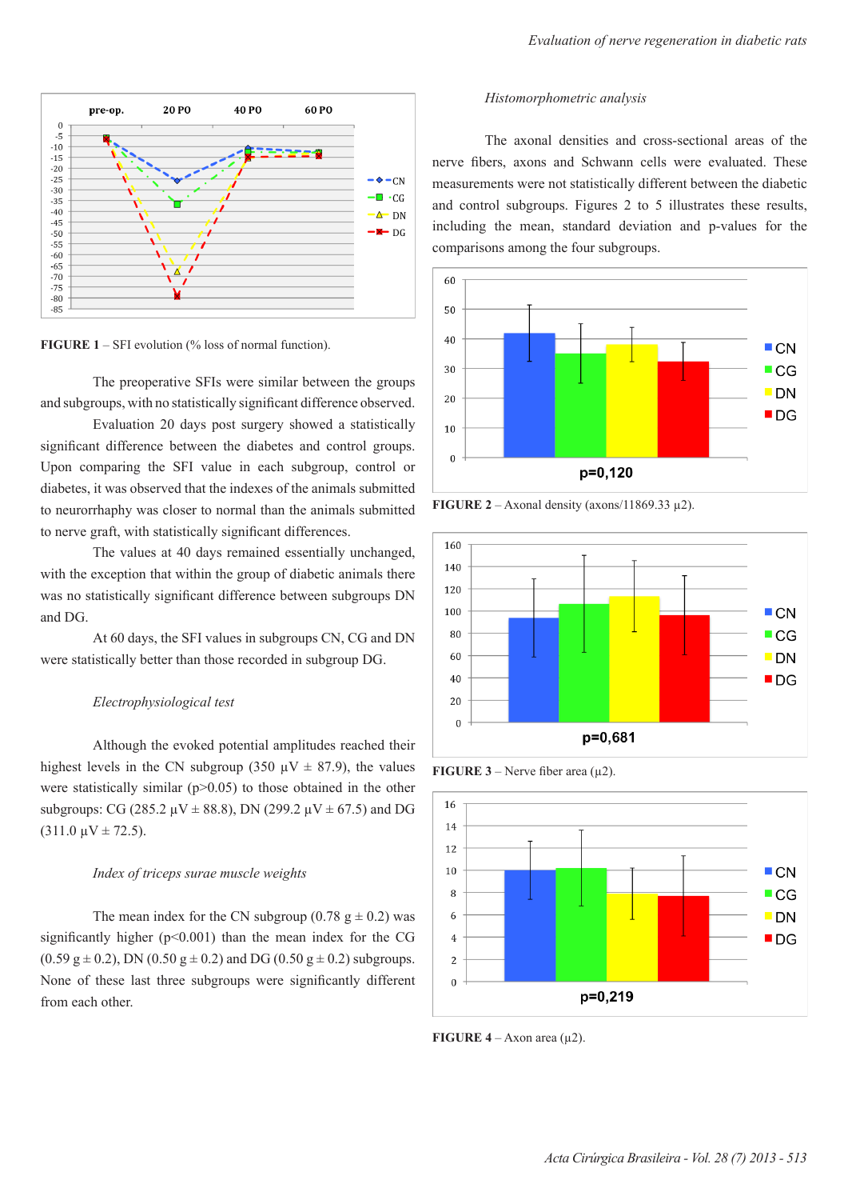FIGURE 1 – SFI evolution (% loss of normal function).

The preoperative SFIs were similar between the groups and subgroups, with no statistically significant difference observed.

Evaluation 20 days post surgery showed a statistically significant difference between the diabetes and control groups. Upon comparing the SFI value in each subgroup, control or diabetes, it was observed that the indexes of the animals submitted to neurorrhaphy was closer to normal than the animals submitted to nerve graft, with statistically significant differences.

The values at 40 days remained essentially unchanged, with the exception that within the group of diabetic animals there was no statistically significant difference between subgroups DN and DG.

At 60 days, the SFI values in subgroups CN, CG and DN were statistically better than those recorded in subgroup DG.

*Electrophysiological test*

Although the evoked potential amplitudes reached their highest levels in the CN subgroup (350 µV ± 87.9), the values were statistically similar ($p>0.05$) to those obtained in the other subgroups: CG (285.2 µV ± 88.8), DN (299.2 µV ± 67.5) and DG (311.0 µV ± 72.5).

*Index of triceps surae muscle weights*

The mean index for the CN subgroup (0.78 g ± 0.2) was significantly higher ($p<0.001$) than the mean index for the CG (0.59 g ± 0.2), DN (0.50 g ± 0.2) and DG (0.50 g ± 0.2) subgroups. None of these last three subgroups were significantly different from each other.

*Histomorphometric analysis*

The axonal densities and cross-sectional areas of the nerve fibers, axons and Schwann cells were evaluated. These measurements were not statistically different between the diabetic and control subgroups. Figures 2 to 5 illustrates these results, including the mean, standard deviation and p-values for the comparisons among the four subgroups.

**FIGURE 2** – Axonal density (axons/11869.33 µ2).

**FIGURE 3** – Nerve fiber area (µ2).

**FIGURE 4** – Axon area (µ2).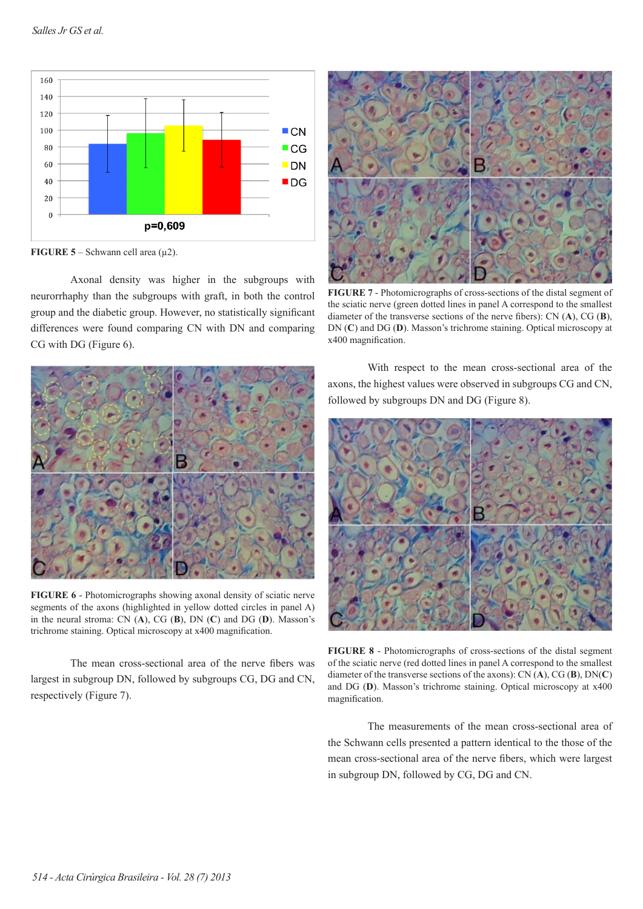FIGURE 5 – Schwann cell area (µ2).

Axonal density was higher in the subgroups with neurorrhaphy than the subgroups with graft, in both the control group and the diabetic group. However, no statistically significant differences were found comparing CN with DN and comparing CG with DG (Figure 6).

**FIGURE 6** - Photomicrographs showing axonal density of sciatic nerve segments of the axons (highlighted in yellow dotted circles in panel A) in the neural stroma: CN (**A**), CG (**B**), DN (**C**) and DG (**D**). Masson's trichrome staining. Optical microscopy at x400 magnification.

The mean cross-sectional area of the nerve fibers was largest in subgroup DN, followed by subgroups CG, DG and CN, respectively (Figure 7).

**FIGURE 7** - Photomicrographs of cross-sections of the distal segment of the sciatic nerve (green dotted lines in panel A correspond to the smallest diameter of the transverse sections of the nerve fibers): CN (**A**), CG (**B**), DN (**C**) and DG (**D**). Masson's trichrome staining. Optical microscopy at x400 magnification.

With respect to the mean cross-sectional area of the axons, the highest values were observed in subgroups CG and CN, followed by subgroups DN and DG (Figure 8).

**FIGURE 8** - Photomicrographs of cross-sections of the distal segment of the sciatic nerve (red dotted lines in panel A correspond to the smallest diameter of the transverse sections of the axons): CN (**A**), CG (**B**), DN(**C**) and DG (**D**). Masson's trichrome staining. Optical microscopy at x400 magnification.

The measurements of the mean cross-sectional area of the Schwann cells presented a pattern identical to the those of the mean cross-sectional area of the nerve fibers, which were largest in subgroup DN, followed by CG, DG and CN.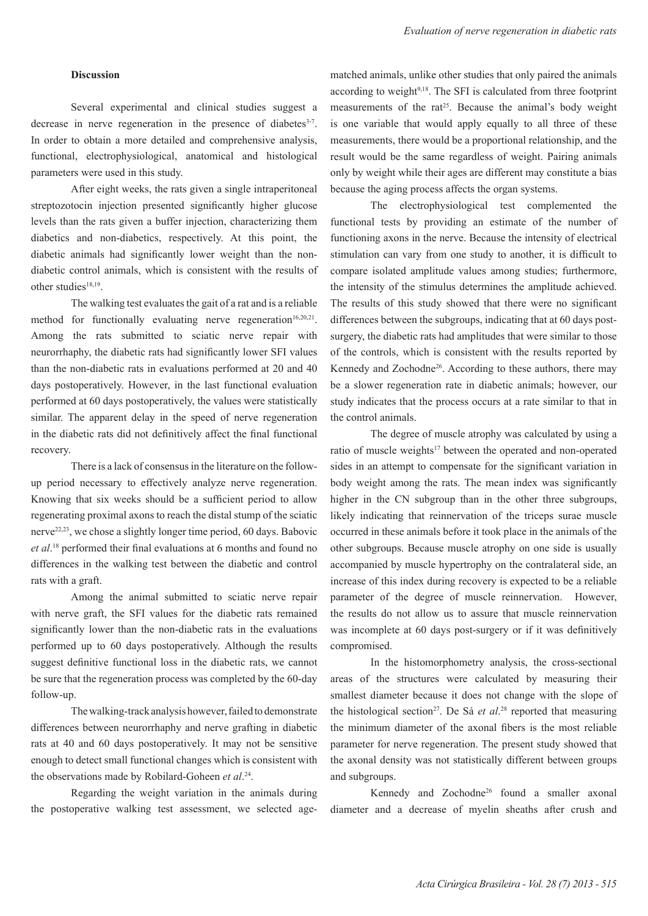## Discussion

Several experimental and clinical studies suggest a decrease in nerve regeneration in the presence of diabetes[3-7]. In order to obtain a more detailed and comprehensive analysis, functional, electrophysiological, anatomical and histological parameters were used in this study.

After eight weeks, the rats given a single intraperitoneal streptozotocin injection presented significantly higher glucose levels than the rats given a buffer injection, characterizing them diabetics and non-diabetics, respectively. At this point, the diabetic animals had significantly lower weight than the non-diabetic control animals, which is consistent with the results of other studies[18,19].

The walking test evaluates the gait of a rat and is a reliable method for functionally evaluating nerve regeneration[16,20,21]. Among the rats submitted to sciatic nerve repair with neurorrhaphy, the diabetic rats had significantly lower SFI values than the non-diabetic rats in evaluations performed at 20 and 40 days postoperatively. However, in the last functional evaluation performed at 60 days postoperatively, the values were statistically similar. The apparent delay in the speed of nerve regeneration in the diabetic rats did not definitively affect the final functional recovery.

There is a lack of consensus in the literature on the follow-up period necessary to effectively analyze nerve regeneration. Knowing that six weeks should be a sufficient period to allow regenerating proximal axons to reach the distal stump of the sciatic nerve[22,23], we chose a slightly longer time period, 60 days. Babovic *et al*.[18] performed their final evaluations at 6 months and found no differences in the walking test between the diabetic and control rats with a graft.

Among the animal submitted to sciatic nerve repair with nerve graft, the SFI values for the diabetic rats remained significantly lower than the non-diabetic rats in the evaluations performed up to 60 days postoperatively. Although the results suggest definitive functional loss in the diabetic rats, we cannot be sure that the regeneration process was completed by the 60-day follow-up.

The walking-track analysis however, failed to demonstrate differences between neurorrhaphy and nerve grafting in diabetic rats at 40 and 60 days postoperatively. It may not be sensitive enough to detect small functional changes which is consistent with the observations made by Robilard-Goheen *et al*.[24].

Regarding the weight variation in the animals during the postoperative walking test assessment, we selected age-matched animals, unlike other studies that only paired the animals according to weight[9,18]. The SFI is calculated from three footprint measurements of the rat[25]. Because the animal's body weight is one variable that would apply equally to all three of these measurements, there would be a proportional relationship, and the result would be the same regardless of weight. Pairing animals only by weight while their ages are different may constitute a bias because the aging process affects the organ systems.

The electrophysiological test complemented the functional tests by providing an estimate of the number of functioning axons in the nerve. Because the intensity of electrical stimulation can vary from one study to another, it is difficult to compare isolated amplitude values among studies; furthermore, the intensity of the stimulus determines the amplitude achieved. The results of this study showed that there were no significant differences between the subgroups, indicating that at 60 days post-surgery, the diabetic rats had amplitudes that were similar to those of the controls, which is consistent with the results reported by Kennedy and Zochodne[26]. According to these authors, there may be a slower regeneration rate in diabetic animals; however, our study indicates that the process occurs at a rate similar to that in the control animals.

The degree of muscle atrophy was calculated by using a ratio of muscle weights[17] between the operated and non-operated sides in an attempt to compensate for the significant variation in body weight among the rats. The mean index was significantly higher in the CN subgroup than in the other three subgroups, likely indicating that reinnervation of the triceps surae muscle occurred in these animals before it took place in the animals of the other subgroups. Because muscle atrophy on one side is usually accompanied by muscle hypertrophy on the contralateral side, an increase of this index during recovery is expected to be a reliable parameter of the degree of muscle reinnervation. However, the results do not allow us to assure that muscle reinnervation was incomplete at 60 days post-surgery or if it was definitively compromised.

In the histomorphometry analysis, the cross-sectional areas of the structures were calculated by measuring their smallest diameter because it does not change with the slope of the histological section[27]. De Sá *et al*.[28] reported that measuring the minimum diameter of the axonal fibers is the most reliable parameter for nerve regeneration. The present study showed that the axonal density was not statistically different between groups and subgroups.

Kennedy and Zochodne[26] found a smaller axonal diameter and a decrease of myelin sheaths after crush and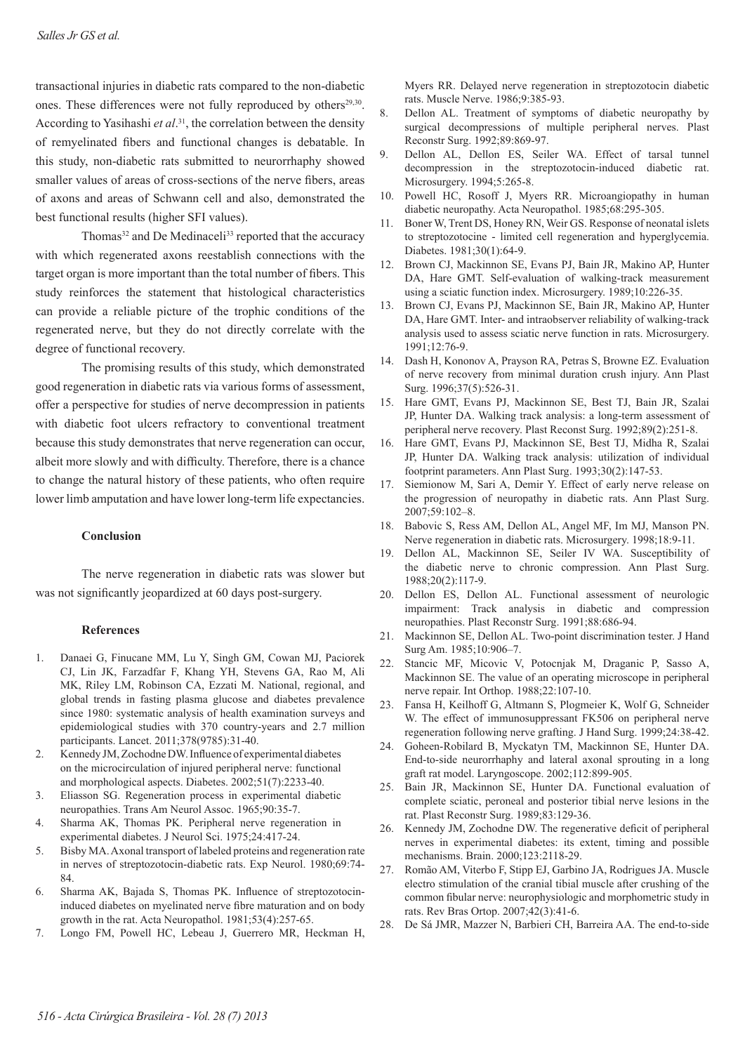transactional injuries in diabetic rats compared to the non-diabetic ones. These differences were not fully reproduced by others[29,30]. According to Yasihashi *et al*.[31], the correlation between the density of remyelinated fibers and functional changes is debatable. In this study, non-diabetic rats submitted to neurorrhaphy showed smaller values of areas of cross-sections of the nerve fibers, areas of axons and areas of Schwann cell and also, demonstrated the best functional results (higher SFI values).

Thomas[32] and De Medinaceli[33] reported that the accuracy with which regenerated axons reestablish connections with the target organ is more important than the total number of fibers. This study reinforces the statement that histological characteristics can provide a reliable picture of the trophic conditions of the regenerated nerve, but they do not directly correlate with the degree of functional recovery.

The promising results of this study, which demonstrated good regeneration in diabetic rats via various forms of assessment, offer a perspective for studies of nerve decompression in patients with diabetic foot ulcers refractory to conventional treatment because this study demonstrates that nerve regeneration can occur, albeit more slowly and with difficulty. Therefore, there is a chance to change the natural history of these patients, who often require lower limb amputation and have lower long-term life expectancies.

## Conclusion

The nerve regeneration in diabetic rats was slower but was not significantly jeopardized at 60 days post-surgery.

## References

1. Danaei G, Finucane MM, Lu Y, Singh GM, Cowan MJ, Paciorek CJ, Lin JK, Farzadfar F, Khang YH, Stevens GA, Rao M, Ali MK, Riley LM, Robinson CA, Ezzati M. National, regional, and global trends in fasting plasma glucose and diabetes prevalence since 1980: systematic analysis of health examination surveys and epidemiological studies with 370 country-years and 2.7 million participants. Lancet. 2011;378(9785):31-40.
2. Kennedy JM, Zochodne DW. Influence of experimental diabetes on the microcirculation of injured peripheral nerve: functional and morphological aspects. Diabetes. 2002;51(7):2233-40.
3. Eliasson SG. Regeneration process in experimental diabetic neuropathies. Trans Am Neurol Assoc. 1965;90:35-7.
4. Sharma AK, Thomas PK. Peripheral nerve regeneration in experimental diabetes. J Neurol Sci. 1975;24:417-24.
5. Bisby MA. Axonal transport of labeled proteins and regeneration rate in nerves of streptozotocin-diabetic rats. Exp Neurol. 1980;69:74-84.
6. Sharma AK, Bajada S, Thomas PK. Influence of streptozotocin-induced diabetes on myelinated nerve fibre maturation and on body growth in the rat. Acta Neuropathol. 1981;53(4):257-65.
7. Longo FM, Powell HC, Lebeau J, Guerrero MR, Heckman H, Myers RR. Delayed nerve regeneration in streptozotocin diabetic rats. Muscle Nerve. 1986;9:385-93.
8. Dellon AL. Treatment of symptoms of diabetic neuropathy by surgical decompressions of multiple peripheral nerves. Plast Reconstr Surg. 1992;89:869-97.
9. Dellon AL, Dellon ES, Seiler WA. Effect of tarsal tunnel decompression in the streptozotocin-induced diabetic rat. Microsurgery. 1994;5:265-8.
10. Powell HC, Rosoff J, Myers RR. Microangiopathy in human diabetic neuropathy. Acta Neuropathol. 1985;68:295-305.
11. Boner W, Trent DS, Honey RN, Weir GS. Response of neonatal islets to streptozotocine - limited cell regeneration and hyperglycemia. Diabetes. 1981;30(1):64-9.
12. Brown CJ, Mackinnon SE, Evans PJ, Bain JR, Makino AP, Hunter DA, Hare GMT. Self-evaluation of walking-track measurement using a sciatic function index. Microsurgery. 1989;10:226-35.
13. Brown CJ, Evans PJ, Mackinnon SE, Bain JR, Makino AP, Hunter DA, Hare GMT. Inter- and intraobserver reliability of walking-track analysis used to assess sciatic nerve function in rats. Microsurgery. 1991;12:76-9.
14. Dash H, Kononov A, Prayson RA, Petras S, Browne EZ. Evaluation of nerve recovery from minimal duration crush injury. Ann Plast Surg. 1996;37(5):526-31.
15. Hare GMT, Evans PJ, Mackinnon SE, Best TJ, Bain JR, Szalai JP, Hunter DA. Walking track analysis: a long-term assessment of peripheral nerve recovery. Plast Reconst Surg. 1992;89(2):251-8.
16. Hare GMT, Evans PJ, Mackinnon SE, Best TJ, Midha R, Szalai JP, Hunter DA. Walking track analysis: utilization of individual footprint parameters. Ann Plast Surg. 1993;30(2):147-53.
17. Siemionow M, Sari A, Demir Y. Effect of early nerve release on the progression of neuropathy in diabetic rats. Ann Plast Surg. 2007;59:102–8.
18. Babovic S, Ress AM, Dellon AL, Angel MF, Im MJ, Manson PN. Nerve regeneration in diabetic rats. Microsurgery. 1998;18:9-11.
19. Dellon AL, Mackinnon SE, Seiler IV WA. Susceptibility of the diabetic nerve to chronic compression. Ann Plast Surg. 1988;20(2):117-9.
20. Dellon ES, Dellon AL. Functional assessment of neurologic impairment: Track analysis in diabetic and compression neuropathies. Plast Reconstr Surg. 1991;88:686-94.
21. Mackinnon SE, Dellon AL. Two-point discrimination tester. J Hand Surg Am. 1985;10:906–7.
22. Stancic MF, Micovic V, Potocnjak M, Draganic P, Sasso A, Mackinnon SE. The value of an operating microscope in peripheral nerve repair. Int Orthop. 1988;22:107-10.
23. Fansa H, Keilhoff G, Altmann S, Plogmeier K, Wolf G, Schneider W. The effect of immunosuppressant FK506 on peripheral nerve regeneration following nerve grafting. J Hand Surg. 1999;24:38-42.
24. Goheen-Robilard B, Myckatyn TM, Mackinnon SE, Hunter DA. End-to-side neurorrhaphy and lateral axonal sprouting in a long graft rat model. Laryngoscope. 2002;112:899-905.
25. Bain JR, Mackinnon SE, Hunter DA. Functional evaluation of complete sciatic, peroneal and posterior tibial nerve lesions in the rat. Plast Reconstr Surg. 1989;83:129-36.
26. Kennedy JM, Zochodne DW. The regenerative deficit of peripheral nerves in experimental diabetes: its extent, timing and possible mechanisms. Brain. 2000;123:2118-29.
27. Romão AM, Viterbo F, Stipp EJ, Garbino JA, Rodrigues JA. Muscle electro stimulation of the cranial tibial muscle after crushing of the common fibular nerve: neurophysiologic and morphometric study in rats. Rev Bras Ortop. 2007;42(3):41-6.
28. De Sá JMR, Mazzer N, Barbieri CH, Barreira AA. The end-to-side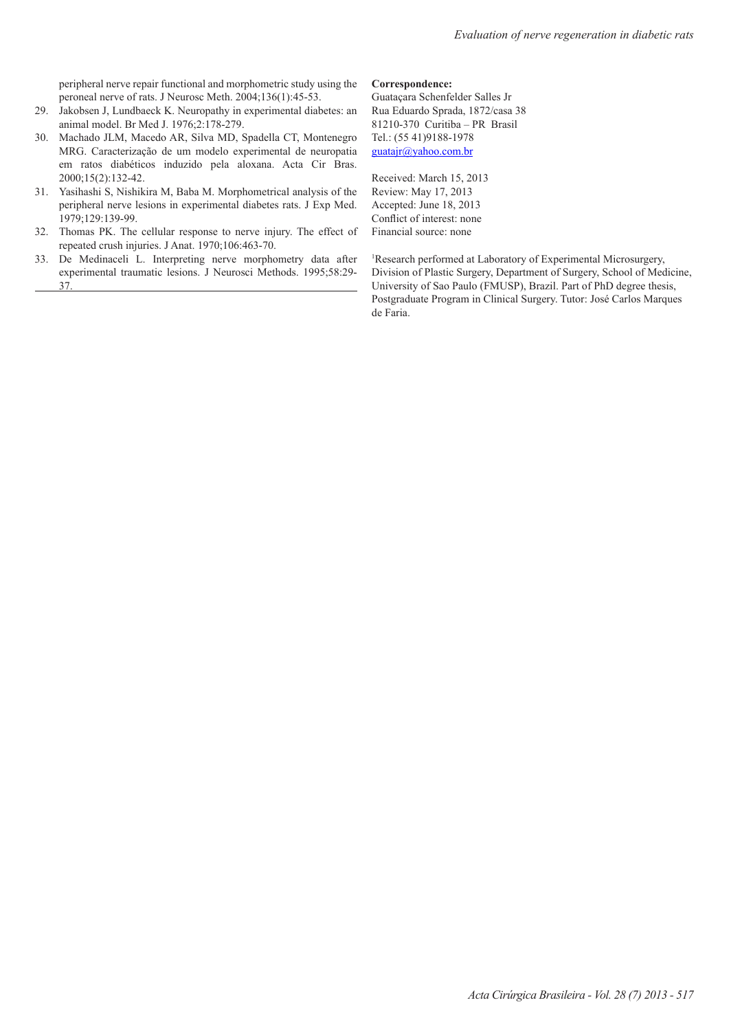peripheral nerve repair functional and morphometric study using the peroneal nerve of rats. J Neurosc Meth. 2004;136(1):45-53.

29. Jakobsen J, Lundbaeck K. Neuropathy in experimental diabetes: an animal model. Br Med J. 1976;2:178-279.
30. Machado JLM, Macedo AR, Silva MD, Spadella CT, Montenegro MRG. Caracterização de um modelo experimental de neuropatia em ratos diabéticos induzido pela aloxana. Acta Cir Bras. 2000;15(2):132-42.
31. Yasihashi S, Nishikira M, Baba M. Morphometrical analysis of the peripheral nerve lesions in experimental diabetes rats. J Exp Med. 1979;129:139-99.
32. Thomas PK. The cellular response to nerve injury. The effect of repeated crush injuries. J Anat. 1970;106:463-70.
33. De Medinaceli L. Interpreting nerve morphometry data after experimental traumatic lesions. J Neurosci Methods. 1995;58:29-37.

**Correspondence:**
Guataçara Schenfelder Salles Jr
Rua Eduardo Sprada, 1872/casa 38
81210-370 Curitiba – PR Brasil
Tel.: (55 41)9188-1978
guatajr@yahoo.com.br

Received: March 15, 2013
Review: May 17, 2013
Accepted: June 18, 2013
Conflict of interest: none
Financial source: none

[1]Research performed at Laboratory of Experimental Microsurgery, Division of Plastic Surgery, Department of Surgery, School of Medicine, University of Sao Paulo (FMUSP), Brazil. Part of PhD degree thesis, Postgraduate Program in Clinical Surgery. Tutor: José Carlos Marques de Faria.